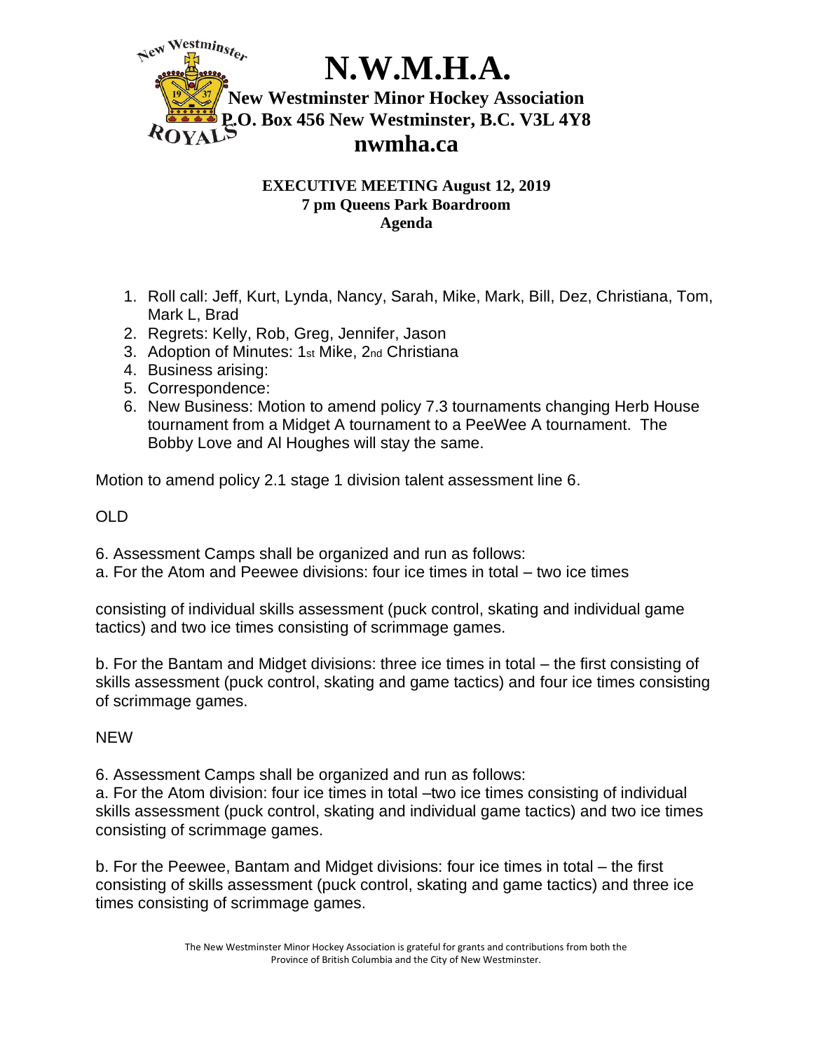# N.W.M.H.A.

**New Westminster Minor Hockey Association**
**P.O. Box 456 New Westminster, B.C. V3L 4Y8**
**nwmha.ca**

**EXECUTIVE MEETING August 12, 2019**
**7 pm Queens Park Boardroom**
**Agenda**

1. Roll call: Jeff, Kurt, Lynda, Nancy, Sarah, Mike, Mark, Bill, Dez, Christiana, Tom, Mark L, Brad
2. Regrets: Kelly, Rob, Greg, Jennifer, Jason
3. Adoption of Minutes: 1st Mike, 2nd Christiana
4. Business arising:
5. Correspondence:
6. New Business: Motion to amend policy 7.3 tournaments changing Herb House tournament from a Midget A tournament to a PeeWee A tournament. The Bobby Love and Al Houghes will stay the same.

Motion to amend policy 2.1 stage 1 division talent assessment line 6.

OLD

6. Assessment Camps shall be organized and run as follows:
a. For the Atom and Peewee divisions: four ice times in total – two ice times

consisting of individual skills assessment (puck control, skating and individual game tactics) and two ice times consisting of scrimmage games.

b. For the Bantam and Midget divisions: three ice times in total – the first consisting of skills assessment (puck control, skating and game tactics) and four ice times consisting of scrimmage games.

NEW

6. Assessment Camps shall be organized and run as follows:
a. For the Atom division: four ice times in total –two ice times consisting of individual skills assessment (puck control, skating and individual game tactics) and two ice times consisting of scrimmage games.

b. For the Peewee, Bantam and Midget divisions: four ice times in total – the first consisting of skills assessment (puck control, skating and game tactics) and three ice times consisting of scrimmage games.

The New Westminster Minor Hockey Association is grateful for grants and contributions from both the Province of British Columbia and the City of New Westminster.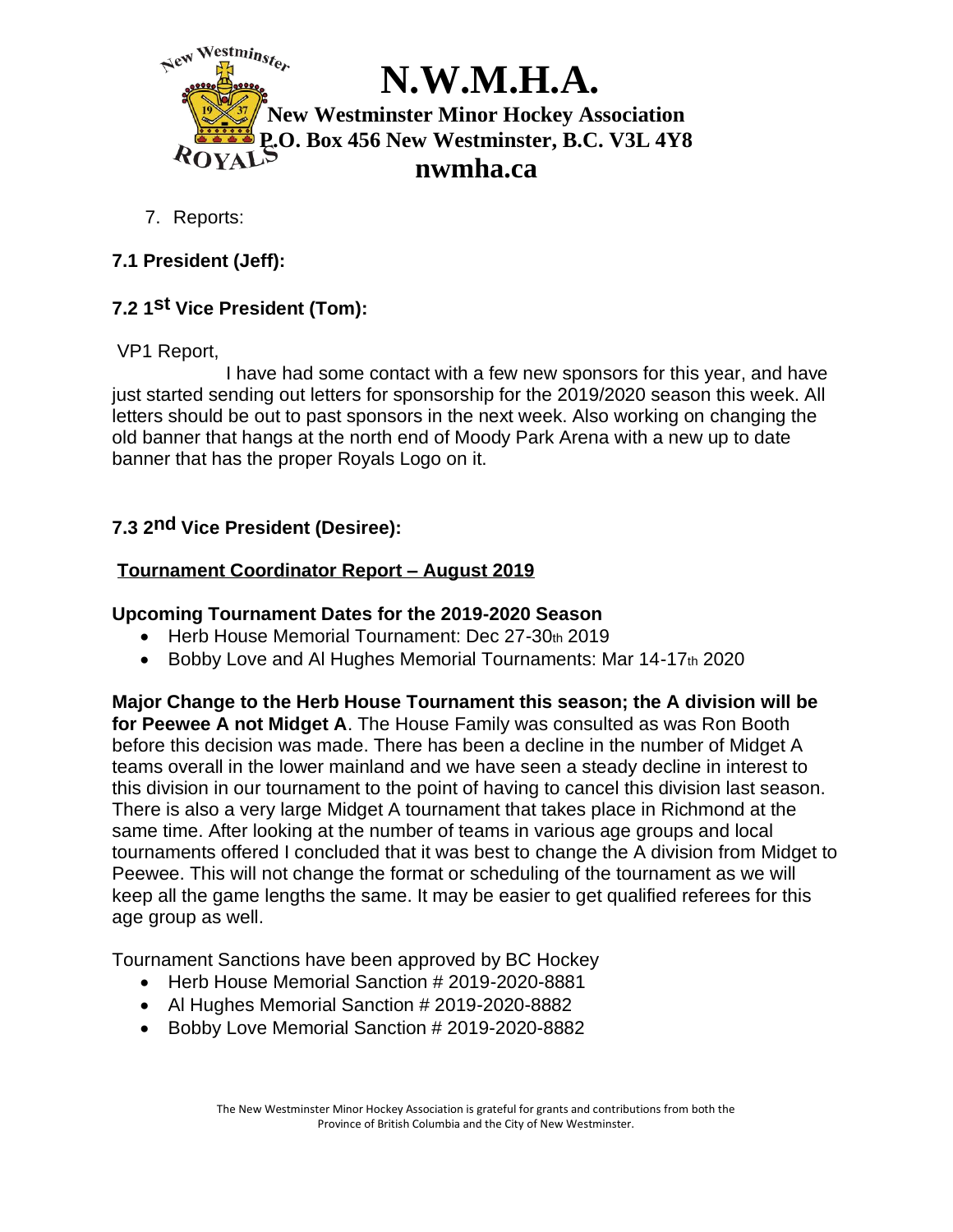7. Reports:

**7.1 President (Jeff):**

**7.2 1st Vice President (Tom):**

VP1 Report,

I have had some contact with a few new sponsors for this year, and have just started sending out letters for sponsorship for the 2019/2020 season this week. All letters should be out to past sponsors in the next week. Also working on changing the old banner that hangs at the north end of Moody Park Arena with a new up to date banner that has the proper Royals Logo on it.

**7.3 2nd Vice President (Desiree):**

**<u>Tournament Coordinator Report – August 2019</u>**

**Upcoming Tournament Dates for the 2019-2020 Season**

- Herb House Memorial Tournament: Dec 27-30th 2019
- Bobby Love and Al Hughes Memorial Tournaments: Mar 14-17th 2020

**Major Change to the Herb House Tournament this season; the A division will be for Peewee A not Midget A**. The House Family was consulted as was Ron Booth before this decision was made. There has been a decline in the number of Midget A teams overall in the lower mainland and we have seen a steady decline in interest to this division in our tournament to the point of having to cancel this division last season. There is also a very large Midget A tournament that takes place in Richmond at the same time. After looking at the number of teams in various age groups and local tournaments offered I concluded that it was best to change the A division from Midget to Peewee. This will not change the format or scheduling of the tournament as we will keep all the game lengths the same. It may be easier to get qualified referees for this age group as well.

Tournament Sanctions have been approved by BC Hockey

- Herb House Memorial Sanction # 2019-2020-8881
- Al Hughes Memorial Sanction # 2019-2020-8882
- Bobby Love Memorial Sanction # 2019-2020-8882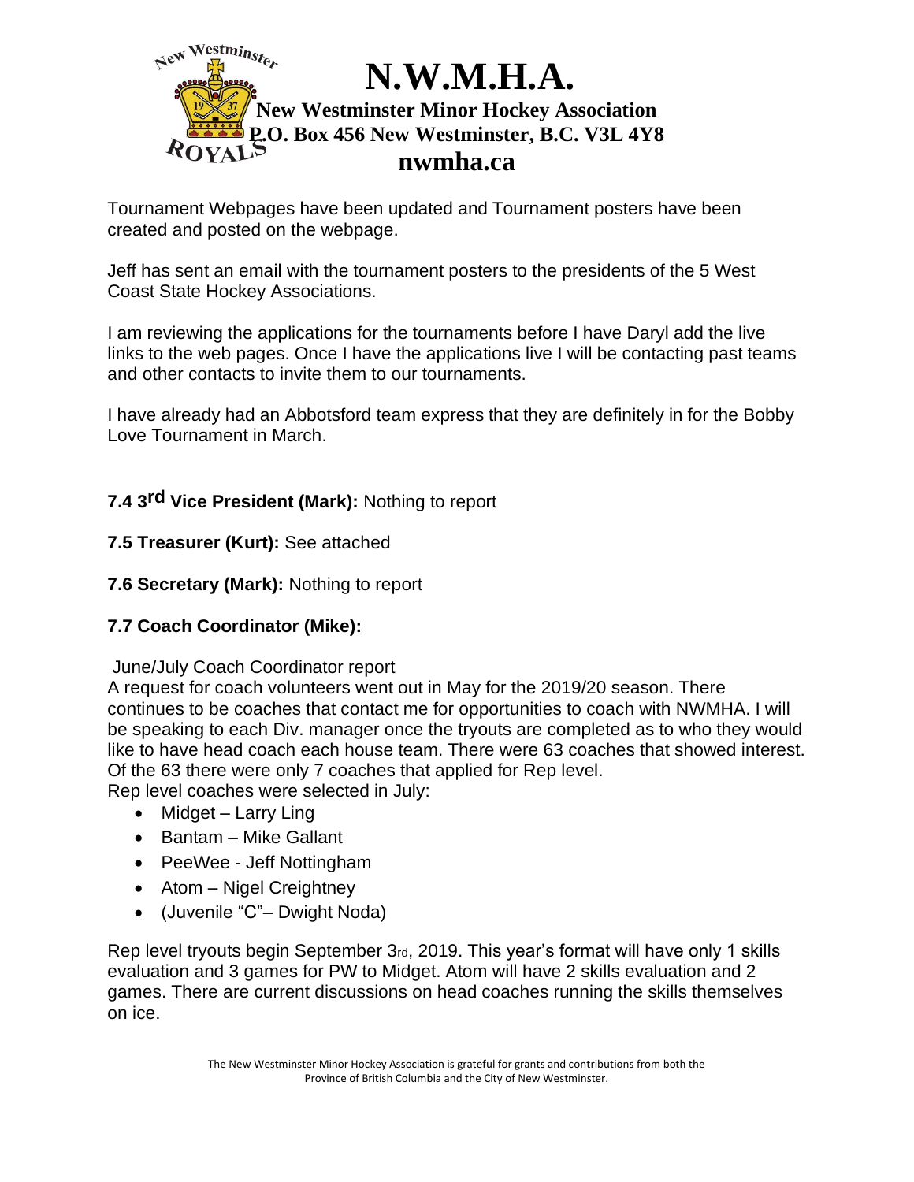Tournament Webpages have been updated and Tournament posters have been created and posted on the webpage.

Jeff has sent an email with the tournament posters to the presidents of the 5 West Coast State Hockey Associations.

I am reviewing the applications for the tournaments before I have Daryl add the live links to the web pages. Once I have the applications live I will be contacting past teams and other contacts to invite them to our tournaments.

I have already had an Abbotsford team express that they are definitely in for the Bobby Love Tournament in March.

**7.4 3rd Vice President (Mark):** Nothing to report

**7.5 Treasurer (Kurt):** See attached

**7.6 Secretary (Mark):** Nothing to report

**7.7 Coach Coordinator (Mike):**

June/July Coach Coordinator report
A request for coach volunteers went out in May for the 2019/20 season. There continues to be coaches that contact me for opportunities to coach with NWMHA. I will be speaking to each Div. manager once the tryouts are completed as to who they would like to have head coach each house team. There were 63 coaches that showed interest. Of the 63 there were only 7 coaches that applied for Rep level.
Rep level coaches were selected in July:

- Midget – Larry Ling
- Bantam – Mike Gallant
- PeeWee - Jeff Nottingham
- Atom – Nigel Creightney
- (Juvenile "C"– Dwight Noda)

Rep level tryouts begin September 3rd, 2019. This year's format will have only 1 skills evaluation and 3 games for PW to Midget. Atom will have 2 skills evaluation and 2 games. There are current discussions on head coaches running the skills themselves on ice.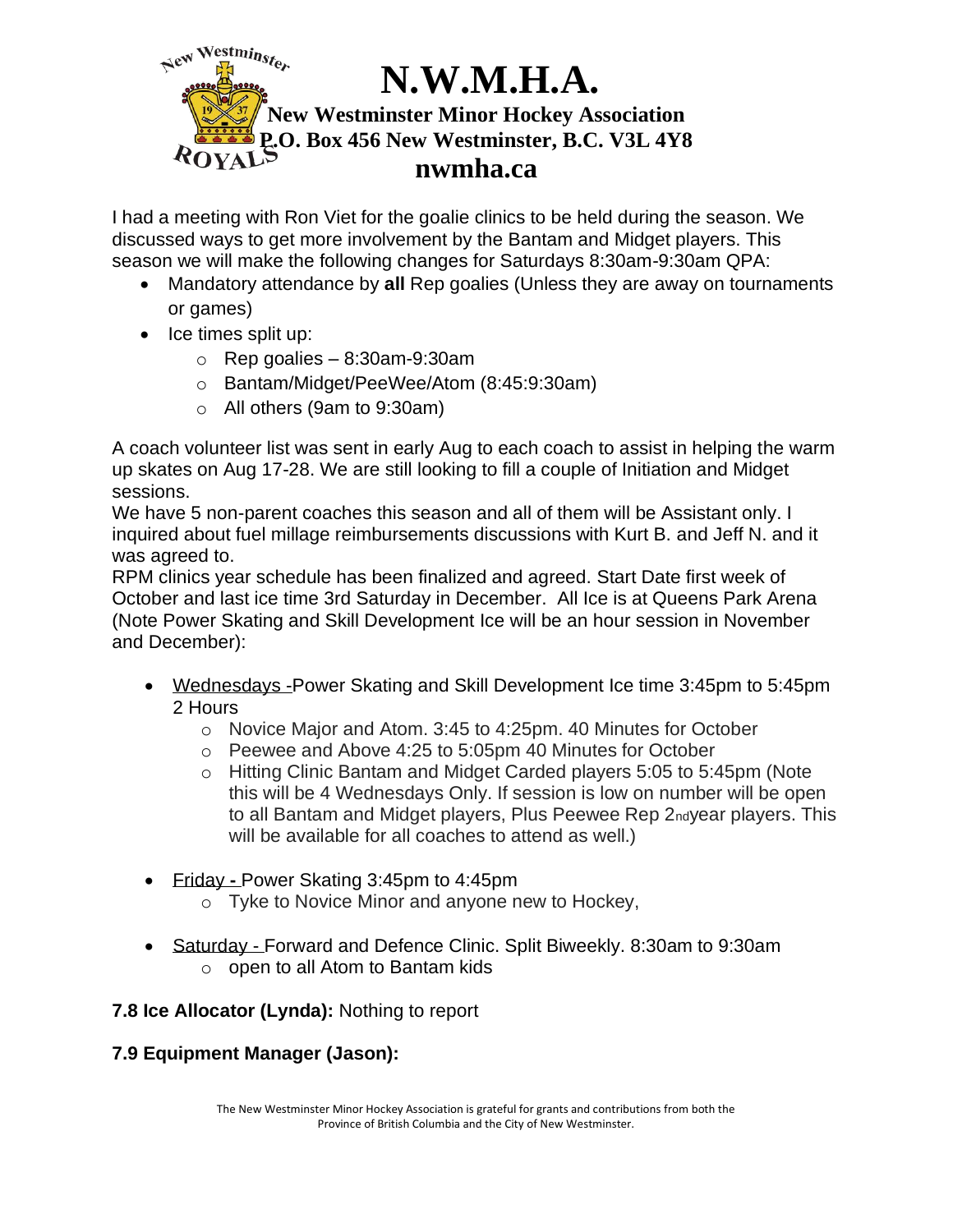# N.W.M.H.A.

**New Westminster Minor Hockey Association**
**P.O. Box 456 New Westminster, B.C. V3L 4Y8**
**nwmha.ca**

I had a meeting with Ron Viet for the goalie clinics to be held during the season. We discussed ways to get more involvement by the Bantam and Midget players. This season we will make the following changes for Saturdays 8:30am-9:30am QPA:

- Mandatory attendance by **all** Rep goalies (Unless they are away on tournaments or games)
- Ice times split up:
  - Rep goalies – 8:30am-9:30am
  - Bantam/Midget/PeeWee/Atom (8:45:9:30am)
  - All others (9am to 9:30am)

A coach volunteer list was sent in early Aug to each coach to assist in helping the warm up skates on Aug 17-28. We are still looking to fill a couple of Initiation and Midget sessions.
We have 5 non-parent coaches this season and all of them will be Assistant only. I inquired about fuel millage reimbursements discussions with Kurt B. and Jeff N. and it was agreed to.
RPM clinics year schedule has been finalized and agreed. Start Date first week of October and last ice time 3rd Saturday in December. All Ice is at Queens Park Arena (Note Power Skating and Skill Development Ice will be an hour session in November and December):

- Wednesdays -Power Skating and Skill Development Ice time 3:45pm to 5:45pm 2 Hours
  - Novice Major and Atom. 3:45 to 4:25pm. 40 Minutes for October
  - Peewee and Above 4:25 to 5:05pm 40 Minutes for October
  - Hitting Clinic Bantam and Midget Carded players 5:05 to 5:45pm (Note this will be 4 Wednesdays Only. If session is low on number will be open to all Bantam and Midget players, Plus Peewee Rep 2nd year players. This will be available for all coaches to attend as well.)
- Friday - Power Skating 3:45pm to 4:45pm
  - Tyke to Novice Minor and anyone new to Hockey,
- Saturday - Forward and Defence Clinic. Split Biweekly. 8:30am to 9:30am
  - open to all Atom to Bantam kids

**7.8 Ice Allocator (Lynda):** Nothing to report

**7.9 Equipment Manager (Jason):**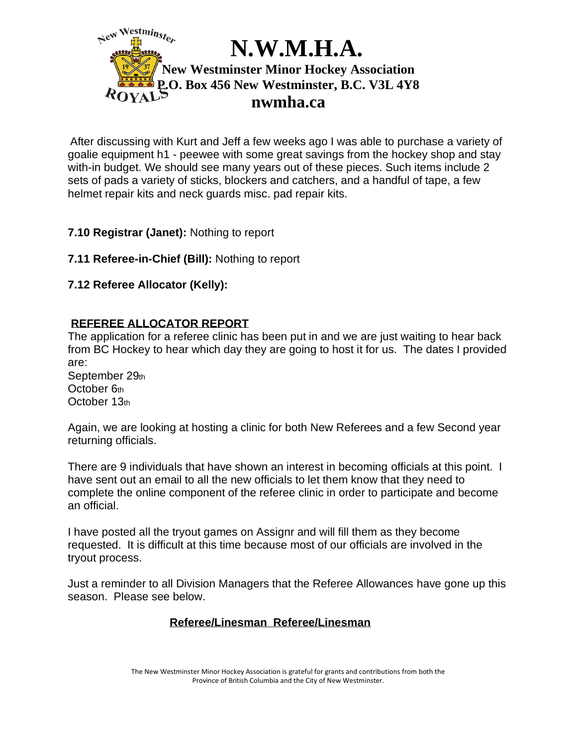After discussing with Kurt and Jeff a few weeks ago I was able to purchase a variety of goalie equipment h1 - peewee with some great savings from the hockey shop and stay with-in budget. We should see many years out of these pieces. Such items include 2 sets of pads a variety of sticks, blockers and catchers, and a handful of tape, a few helmet repair kits and neck guards misc. pad repair kits.

**7.10 Registrar (Janet):** Nothing to report

**7.11 Referee-in-Chief (Bill):** Nothing to report

**7.12 Referee Allocator (Kelly):**

**REFEREE ALLOCATOR REPORT**

The application for a referee clinic has been put in and we are just waiting to hear back from BC Hockey to hear which day they are going to host it for us. The dates I provided are:

September 29th
October 6th
October 13th

Again, we are looking at hosting a clinic for both New Referees and a few Second year returning officials.

There are 9 individuals that have shown an interest in becoming officials at this point. I have sent out an email to all the new officials to let them know that they need to complete the online component of the referee clinic in order to participate and become an official.

I have posted all the tryout games on Assignr and will fill them as they become requested. It is difficult at this time because most of our officials are involved in the tryout process.

Just a reminder to all Division Managers that the Referee Allowances have gone up this season. Please see below.

**Referee/Linesman Referee/Linesman**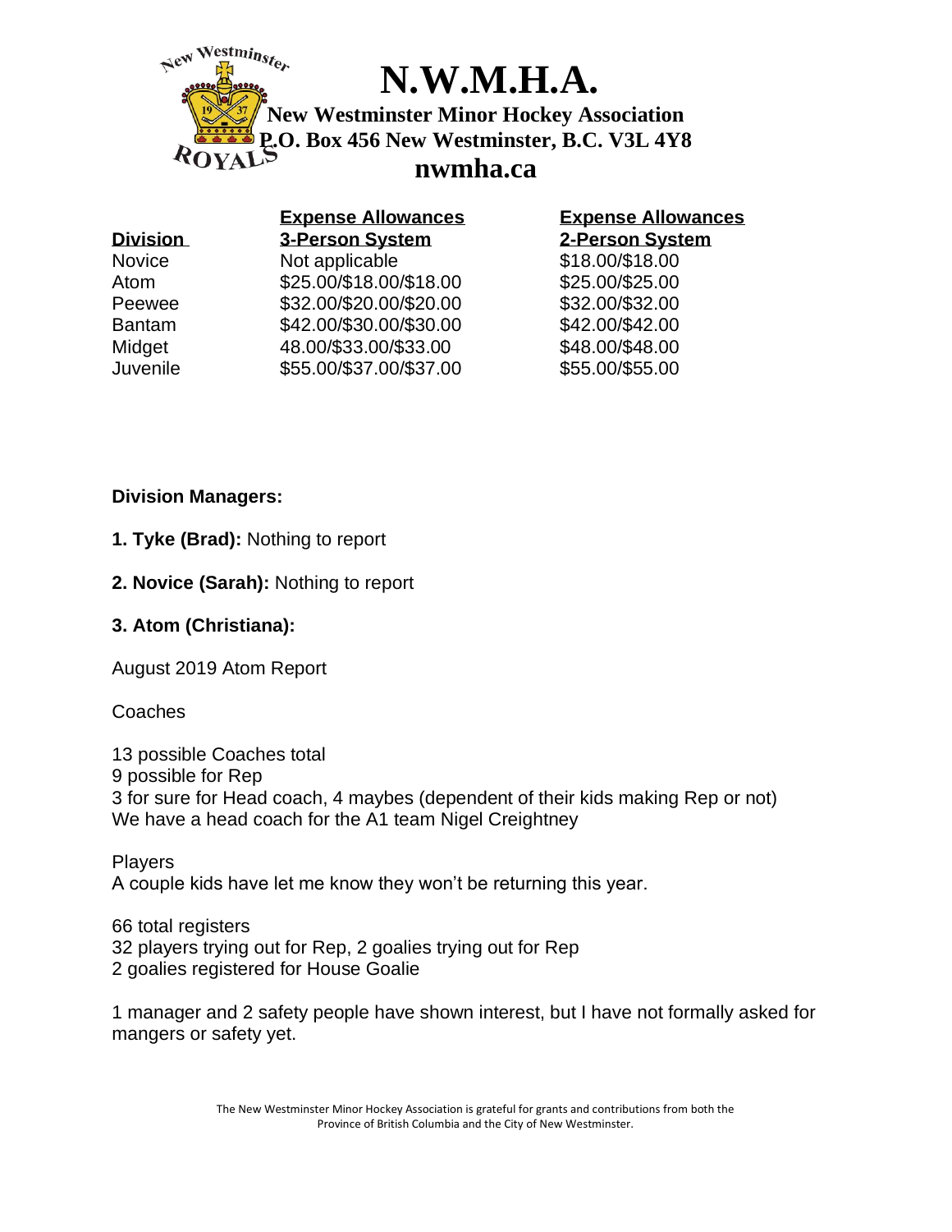# N.W.M.H.A.

**New Westminster Minor Hockey Association**
**P.O. Box 456 New Westminster, B.C. V3L 4Y8**
**nwmha.ca**

| Division | Expense Allowances 3-Person System | Expense Allowances 2-Person System |
|---|---|---|
| Novice | Not applicable | $18.00/$18.00 |
| Atom | $25.00/$18.00/$18.00 | $25.00/$25.00 |
| Peewee | $32.00/$20.00/$20.00 | $32.00/$32.00 |
| Bantam | $42.00/$30.00/$30.00 | $42.00/$42.00 |
| Midget | 48.00/$33.00/$33.00 | $48.00/$48.00 |
| Juvenile | $55.00/$37.00/$37.00 | $55.00/$55.00 |

**Division Managers:**

**1. Tyke (Brad):** Nothing to report

**2. Novice (Sarah):** Nothing to report

**3. Atom (Christiana):**

August 2019 Atom Report

Coaches

13 possible Coaches total
9 possible for Rep
3 for sure for Head coach, 4 maybes (dependent of their kids making Rep or not)
We have a head coach for the A1 team Nigel Creightney

Players
A couple kids have let me know they won't be returning this year.

66 total registers
32 players trying out for Rep, 2 goalies trying out for Rep
2 goalies registered for House Goalie

1 manager and 2 safety people have shown interest, but I have not formally asked for mangers or safety yet.

The New Westminster Minor Hockey Association is grateful for grants and contributions from both the Province of British Columbia and the City of New Westminster.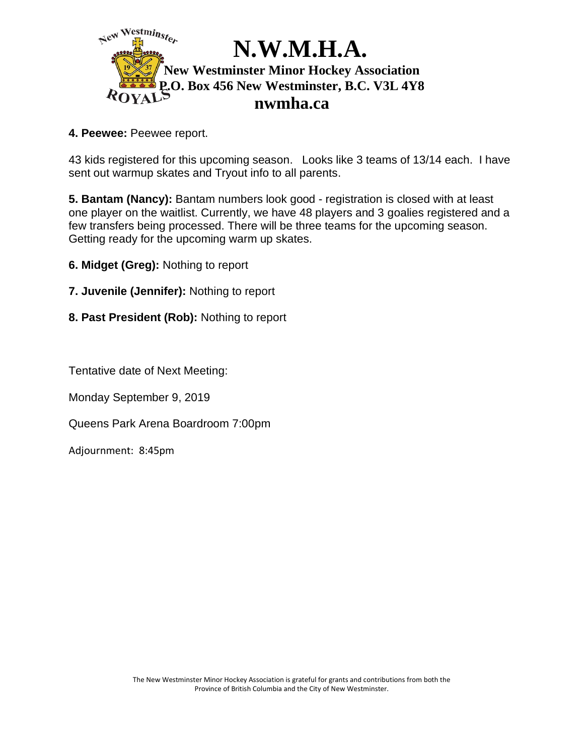**4. Peewee:** Peewee report.

43 kids registered for this upcoming season. Looks like 3 teams of 13/14 each. I have sent out warmup skates and Tryout info to all parents.

**5. Bantam (Nancy):** Bantam numbers look good - registration is closed with at least one player on the waitlist. Currently, we have 48 players and 3 goalies registered and a few transfers being processed. There will be three teams for the upcoming season. Getting ready for the upcoming warm up skates.

**6. Midget (Greg):** Nothing to report

**7. Juvenile (Jennifer):** Nothing to report

**8. Past President (Rob):** Nothing to report

Tentative date of Next Meeting:

Monday September 9, 2019

Queens Park Arena Boardroom 7:00pm

Adjournment: 8:45pm

The New Westminster Minor Hockey Association is grateful for grants and contributions from both the Province of British Columbia and the City of New Westminster.